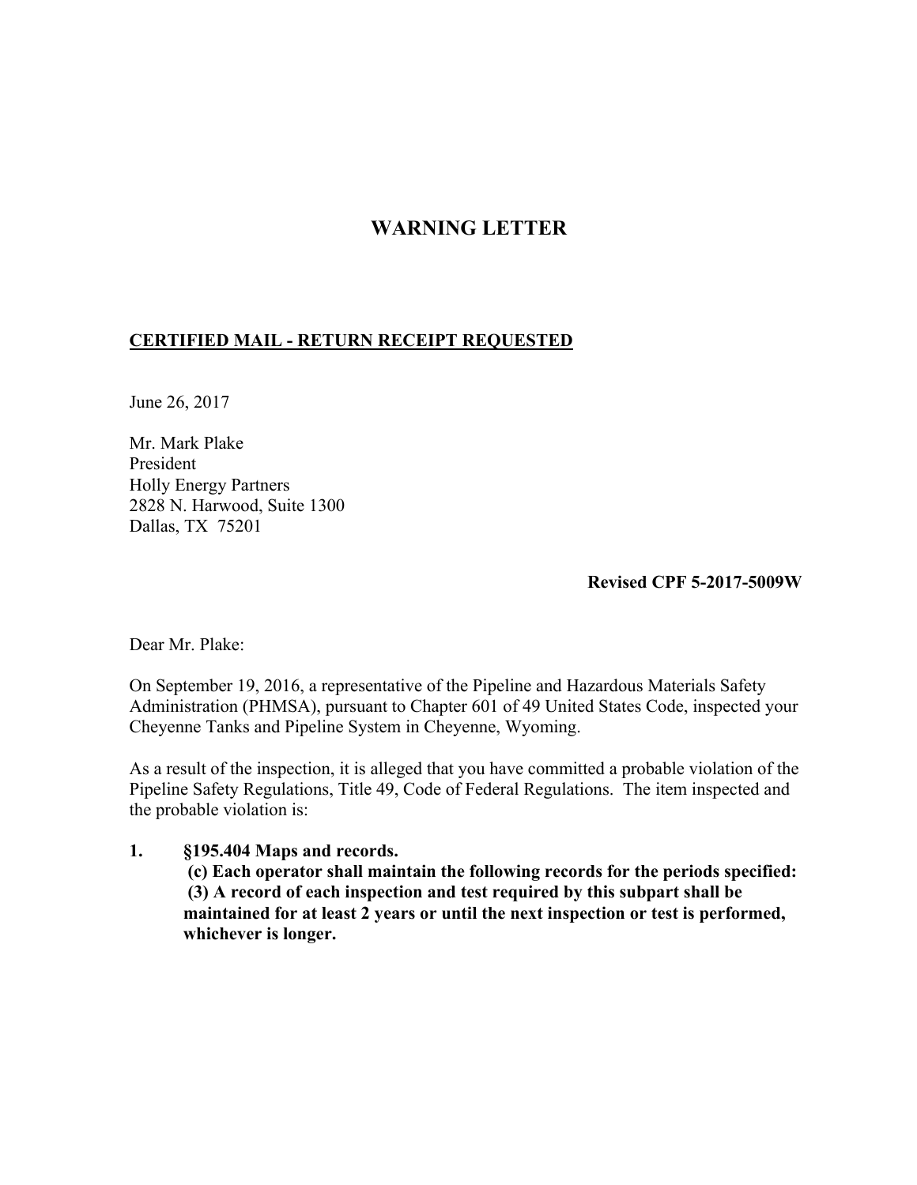# WARNING LETTER

**CERTIFIED MAIL - RETURN RECEIPT REQUESTED**

June 26, 2017

Mr. Mark Plake
President
Holly Energy Partners
2828 N. Harwood, Suite 1300
Dallas, TX 75201

**Revised CPF 5-2017-5009W**

Dear Mr. Plake:

On September 19, 2016, a representative of the Pipeline and Hazardous Materials Safety Administration (PHMSA), pursuant to Chapter 601 of 49 United States Code, inspected your Cheyenne Tanks and Pipeline System in Cheyenne, Wyoming.

As a result of the inspection, it is alleged that you have committed a probable violation of the Pipeline Safety Regulations, Title 49, Code of Federal Regulations. The item inspected and the probable violation is:

1. **§195.404 Maps and records.**
   **(c) Each operator shall maintain the following records for the periods specified:**
   **(3) A record of each inspection and test required by this subpart shall be maintained for at least 2 years or until the next inspection or test is performed, whichever is longer.**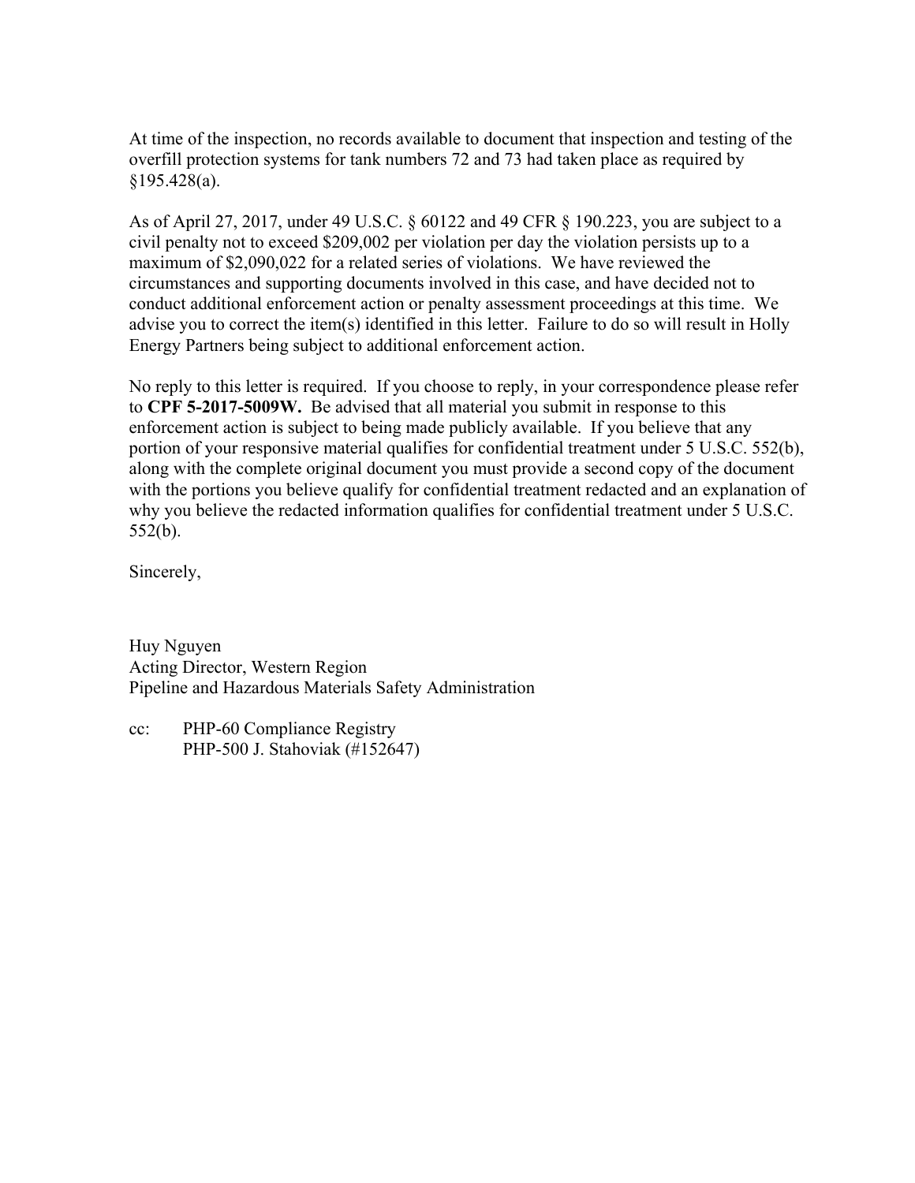At time of the inspection, no records available to document that inspection and testing of the overfill protection systems for tank numbers 72 and 73 had taken place as required by §195.428(a).

As of April 27, 2017, under 49 U.S.C. § 60122 and 49 CFR § 190.223, you are subject to a civil penalty not to exceed $209,002 per violation per day the violation persists up to a maximum of $2,090,022 for a related series of violations. We have reviewed the circumstances and supporting documents involved in this case, and have decided not to conduct additional enforcement action or penalty assessment proceedings at this time. We advise you to correct the item(s) identified in this letter. Failure to do so will result in Holly Energy Partners being subject to additional enforcement action.

No reply to this letter is required. If you choose to reply, in your correspondence please refer to **CPF 5-2017-5009W.** Be advised that all material you submit in response to this enforcement action is subject to being made publicly available. If you believe that any portion of your responsive material qualifies for confidential treatment under 5 U.S.C. 552(b), along with the complete original document you must provide a second copy of the document with the portions you believe qualify for confidential treatment redacted and an explanation of why you believe the redacted information qualifies for confidential treatment under 5 U.S.C. 552(b).

Sincerely,

Huy Nguyen
Acting Director, Western Region
Pipeline and Hazardous Materials Safety Administration

cc: PHP-60 Compliance Registry
PHP-500 J. Stahoviak (#152647)